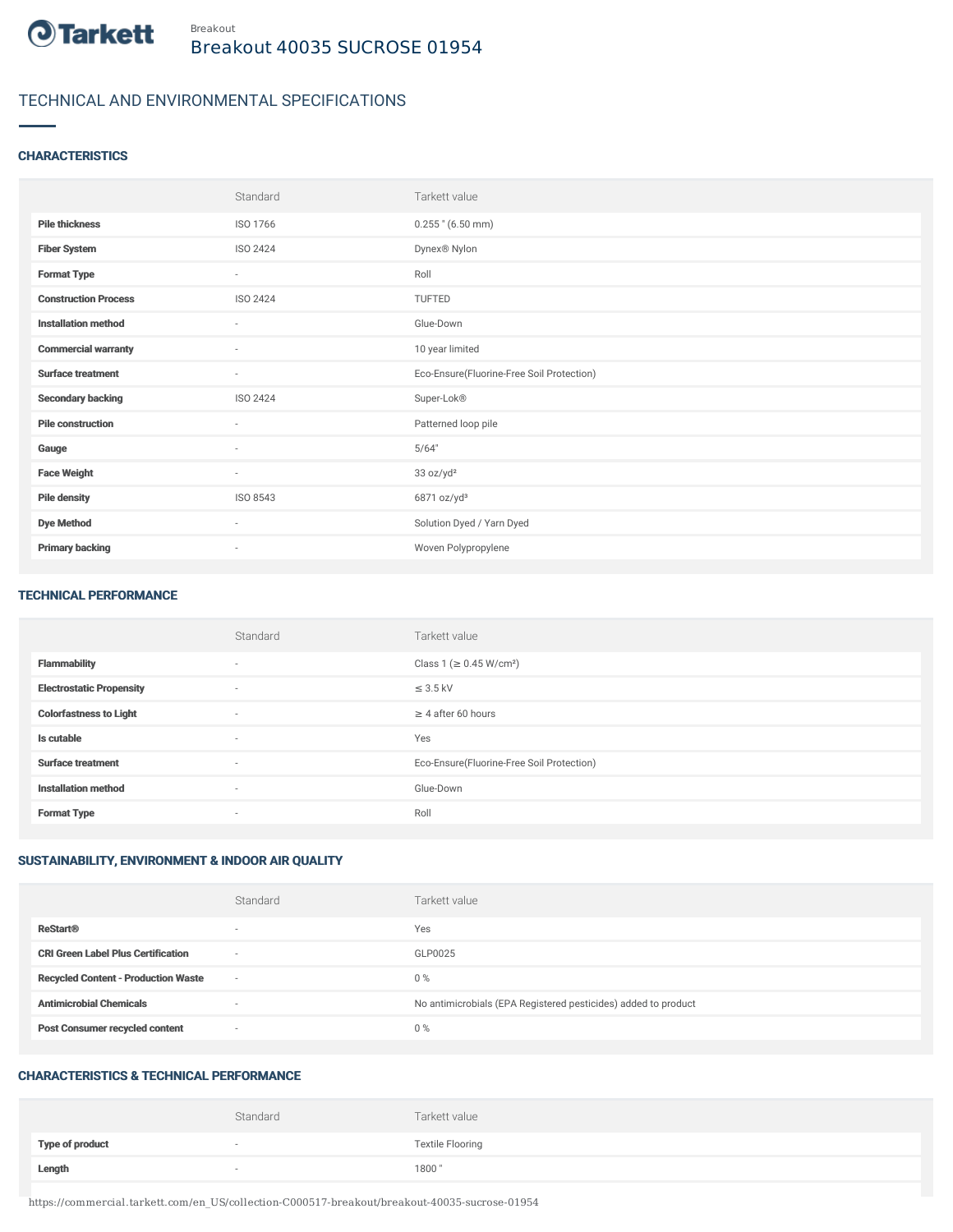Breakout

# Breakout 40035 SUCROSE 01954

## TECHNICAL AND ENVIRONMENTAL SPECIFICATIONS

### CHARACTERISTICS

| | Standard | Tarkett value |
|---|---|---|
| **Pile thickness** | ISO 1766 | 0.255 " (6.50 mm) |
| **Fiber System** | ISO 2424 | Dynex® Nylon |
| **Format Type** | - | Roll |
| **Construction Process** | ISO 2424 | TUFTED |
| **Installation method** | - | Glue-Down |
| **Commercial warranty** | - | 10 year limited |
| **Surface treatment** | - | Eco-Ensure(Fluorine-Free Soil Protection) |
| **Secondary backing** | ISO 2424 | Super-Lok® |
| **Pile construction** | - | Patterned loop pile |
| **Gauge** | - | 5/64" |
| **Face Weight** | - | 33 oz/yd² |
| **Pile density** | ISO 8543 | 6871 oz/yd³ |
| **Dye Method** | - | Solution Dyed / Yarn Dyed |
| **Primary backing** | - | Woven Polypropylene |

### TECHNICAL PERFORMANCE

| | Standard | Tarkett value |
|---|---|---|
| **Flammability** | - | Class 1 (≥ 0.45 W/cm²) |
| **Electrostatic Propensity** | - | ≤ 3.5 kV |
| **Colorfastness to Light** | - | ≥ 4 after 60 hours |
| **Is cutable** | - | Yes |
| **Surface treatment** | - | Eco-Ensure(Fluorine-Free Soil Protection) |
| **Installation method** | - | Glue-Down |
| **Format Type** | - | Roll |

### SUSTAINABILITY, ENVIRONMENT & INDOOR AIR QUALITY

| | Standard | Tarkett value |
|---|---|---|
| **ReStart®** | - | Yes |
| **CRI Green Label Plus Certification** | - | GLP0025 |
| **Recycled Content - Production Waste** | - | 0 % |
| **Antimicrobial Chemicals** | - | No antimicrobials (EPA Registered pesticides) added to product |
| **Post Consumer recycled content** | - | 0 % |

### CHARACTERISTICS & TECHNICAL PERFORMANCE

| | Standard | Tarkett value |
|---|---|---|
| **Type of product** | - | Textile Flooring |
| **Length** | - | 1800 " |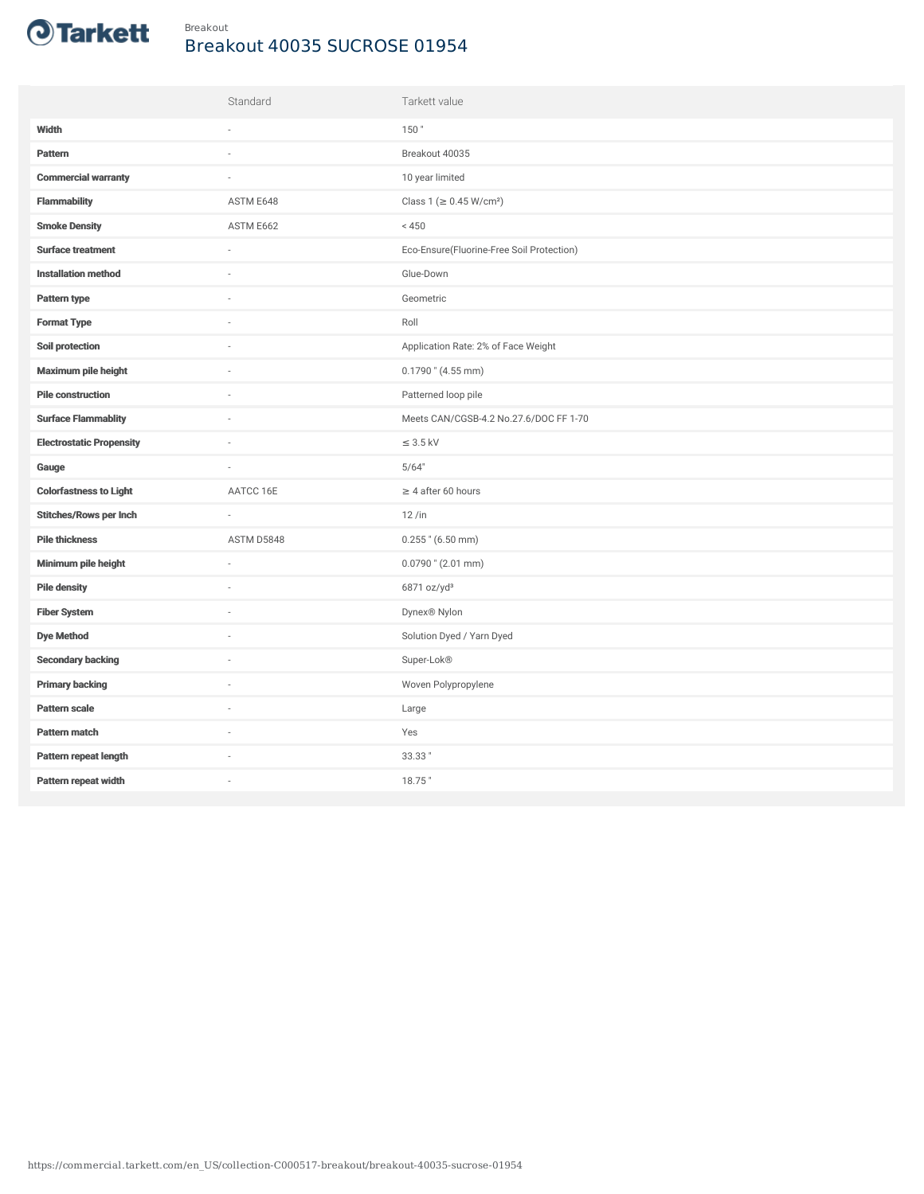Breakout

# Breakout 40035 SUCROSE 01954

| | Standard | Tarkett value |
|---|---|---|
| **Width** | - | 150 " |
| **Pattern** | - | Breakout 40035 |
| **Commercial warranty** | - | 10 year limited |
| **Flammability** | ASTM E648 | Class 1 (≥ 0.45 W/cm²) |
| **Smoke Density** | ASTM E662 | < 450 |
| **Surface treatment** | - | Eco-Ensure(Fluorine-Free Soil Protection) |
| **Installation method** | - | Glue-Down |
| **Pattern type** | - | Geometric |
| **Format Type** | - | Roll |
| **Soil protection** | - | Application Rate: 2% of Face Weight |
| **Maximum pile height** | - | 0.1790 " (4.55 mm) |
| **Pile construction** | - | Patterned loop pile |
| **Surface Flammablity** | - | Meets CAN/CGSB-4.2 No.27.6/DOC FF 1-70 |
| **Electrostatic Propensity** | - | ≤ 3.5 kV |
| **Gauge** | - | 5/64" |
| **Colorfastness to Light** | AATCC 16E | ≥ 4 after 60 hours |
| **Stitches/Rows per Inch** | - | 12 /in |
| **Pile thickness** | ASTM D5848 | 0.255 " (6.50 mm) |
| **Minimum pile height** | - | 0.0790 " (2.01 mm) |
| **Pile density** | - | 6871 oz/yd³ |
| **Fiber System** | - | Dynex® Nylon |
| **Dye Method** | - | Solution Dyed / Yarn Dyed |
| **Secondary backing** | - | Super-Lok® |
| **Primary backing** | - | Woven Polypropylene |
| **Pattern scale** | - | Large |
| **Pattern match** | - | Yes |
| **Pattern repeat length** | - | 33.33 " |
| **Pattern repeat width** | - | 18.75 " |

https://commercial.tarkett.com/en_US/collection-C000517-breakout/breakout-40035-sucrose-01954